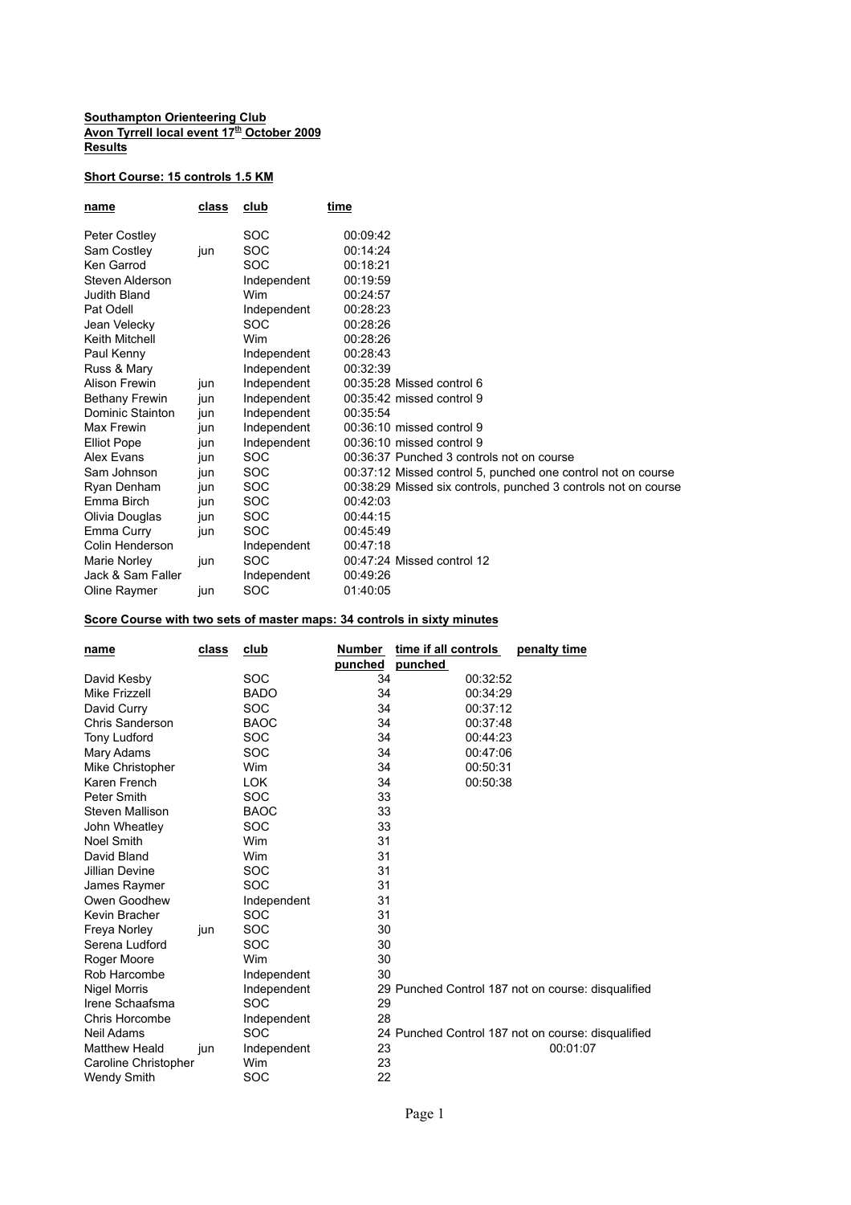**Southampton Orienteering Club**
**Avon Tyrrell local event 17th October 2009**
**Results**

**Short Course: 15 controls 1.5 KM**

| name | class | club | time |
|---|---|---|---|
| Peter Costley | | SOC | 00:09:42 |
| Sam Costley | jun | SOC | 00:14:24 |
| Ken Garrod | | SOC | 00:18:21 |
| Steven Alderson | | Independent | 00:19:59 |
| Judith Bland | | Wim | 00:24:57 |
| Pat Odell | | Independent | 00:28:23 |
| Jean Velecky | | SOC | 00:28:26 |
| Keith Mitchell | | Wim | 00:28:26 |
| Paul Kenny | | Independent | 00:28:43 |
| Russ & Mary | | Independent | 00:32:39 |
| Alison Frewin | jun | Independent | 00:35:28 Missed control 6 |
| Bethany Frewin | jun | Independent | 00:35:42 missed control 9 |
| Dominic Stainton | jun | Independent | 00:35:54 |
| Max Frewin | jun | Independent | 00:36:10 missed control 9 |
| Elliot Pope | jun | Independent | 00:36:10 missed control 9 |
| Alex Evans | jun | SOC | 00:36:37 Punched 3 controls not on course |
| Sam Johnson | jun | SOC | 00:37:12 Missed control 5, punched one control not on course |
| Ryan Denham | jun | SOC | 00:38:29 Missed six controls, punched 3 controls not on course |
| Emma Birch | jun | SOC | 00:42:03 |
| Olivia Douglas | jun | SOC | 00:44:15 |
| Emma Curry | jun | SOC | 00:45:49 |
| Colin Henderson | | Independent | 00:47:18 |
| Marie Norley | jun | SOC | 00:47:24 Missed control 12 |
| Jack & Sam Faller | | Independent | 00:49:26 |
| Oline Raymer | jun | SOC | 01:40:05 |

**Score Course with two sets of master maps: 34 controls in sixty minutes**

| name | class | club | Number punched | time if all controls punched | penalty time |
|---|---|---|---|---|---|
| David Kesby | | SOC | 34 | 00:32:52 | |
| Mike Frizzell | | BADO | 34 | 00:34:29 | |
| David Curry | | SOC | 34 | 00:37:12 | |
| Chris Sanderson | | BAOC | 34 | 00:37:48 | |
| Tony Ludford | | SOC | 34 | 00:44:23 | |
| Mary Adams | | SOC | 34 | 00:47:06 | |
| Mike Christopher | | Wim | 34 | 00:50:31 | |
| Karen French | | LOK | 34 | 00:50:38 | |
| Peter Smith | | SOC | 33 | | |
| Steven Mallison | | BAOC | 33 | | |
| John Wheatley | | SOC | 33 | | |
| Noel Smith | | Wim | 31 | | |
| David Bland | | Wim | 31 | | |
| Jillian Devine | | SOC | 31 | | |
| James Raymer | | SOC | 31 | | |
| Owen Goodhew | | Independent | 31 | | |
| Kevin Bracher | | SOC | 31 | | |
| Freya Norley | jun | SOC | 30 | | |
| Serena Ludford | | SOC | 30 | | |
| Roger Moore | | Wim | 30 | | |
| Rob Harcombe | | Independent | 30 | | |
| Nigel Morris | | Independent | 29 Punched Control 187 not on course: disqualified | | |
| Irene Schaafsma | | SOC | 29 | | |
| Chris Horcombe | | Independent | 28 | | |
| Neil Adams | | SOC | 24 Punched Control 187 not on course: disqualified | | |
| Matthew Heald | jun | Independent | 23 | | 00:01:07 |
| Caroline Christopher | | Wim | 23 | | |
| Wendy Smith | | SOC | 22 | | |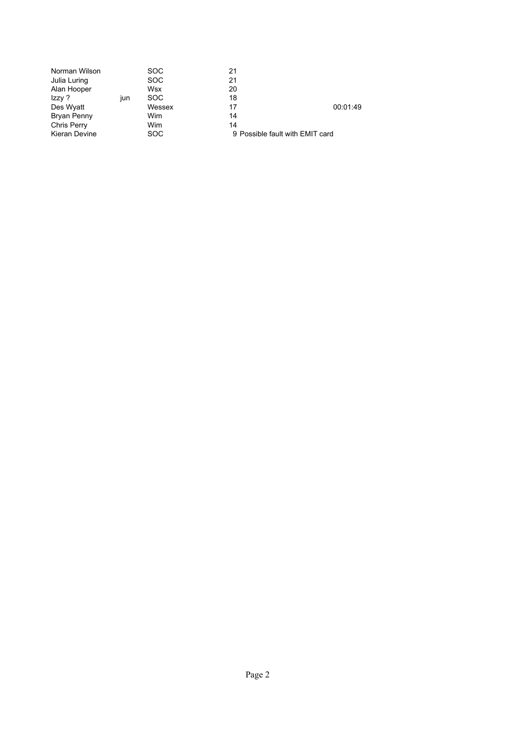| | | | | | |
|---|---|---|---|---|---|
| Norman Wilson | | SOC | 21 | | |
| Julia Luring | | SOC | 21 | | |
| Alan Hooper | | Wsx | 20 | | |
| Izzy ? | jun | SOC | 18 | | |
| Des Wyatt | | Wessex | 17 | | 00:01:49 |
| Bryan Penny | | Wim | 14 | | |
| Chris Perry | | Wim | 14 | | |
| Kieran Devine | | SOC | 9 | Possible fault with EMIT card | |